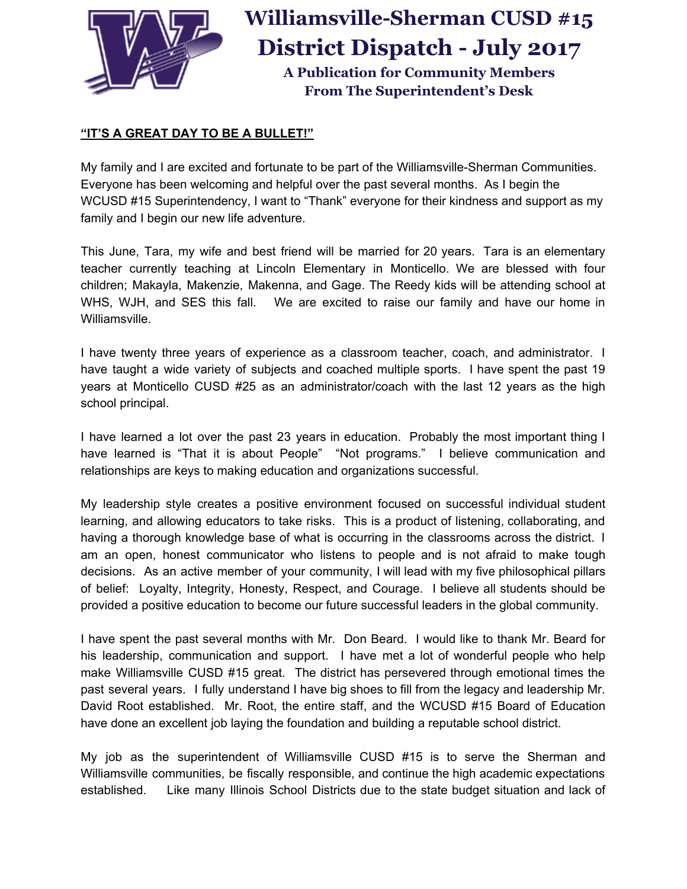# Williamsville-Sherman CUSD #15
# District Dispatch - July 2017

### A Publication for Community Members
### From The Superintendent's Desk

**<u>"IT'S A GREAT DAY TO BE A BULLET!"</u>**

My family and I are excited and fortunate to be part of the Williamsville-Sherman Communities. Everyone has been welcoming and helpful over the past several months. As I begin the WCUSD #15 Superintendency, I want to "Thank" everyone for their kindness and support as my family and I begin our new life adventure.

This June, Tara, my wife and best friend will be married for 20 years. Tara is an elementary teacher currently teaching at Lincoln Elementary in Monticello. We are blessed with four children; Makayla, Makenzie, Makenna, and Gage. The Reedy kids will be attending school at WHS, WJH, and SES this fall. We are excited to raise our family and have our home in Williamsville.

I have twenty three years of experience as a classroom teacher, coach, and administrator. I have taught a wide variety of subjects and coached multiple sports. I have spent the past 19 years at Monticello CUSD #25 as an administrator/coach with the last 12 years as the high school principal.

I have learned a lot over the past 23 years in education. Probably the most important thing I have learned is "That it is about People" "Not programs." I believe communication and relationships are keys to making education and organizations successful.

My leadership style creates a positive environment focused on successful individual student learning, and allowing educators to take risks. This is a product of listening, collaborating, and having a thorough knowledge base of what is occurring in the classrooms across the district. I am an open, honest communicator who listens to people and is not afraid to make tough decisions. As an active member of your community, I will lead with my five philosophical pillars of belief: Loyalty, Integrity, Honesty, Respect, and Courage. I believe all students should be provided a positive education to become our future successful leaders in the global community.

I have spent the past several months with Mr. Don Beard. I would like to thank Mr. Beard for his leadership, communication and support. I have met a lot of wonderful people who help make Williamsville CUSD #15 great. The district has persevered through emotional times the past several years. I fully understand I have big shoes to fill from the legacy and leadership Mr. David Root established. Mr. Root, the entire staff, and the WCUSD #15 Board of Education have done an excellent job laying the foundation and building a reputable school district.

My job as the superintendent of Williamsville CUSD #15 is to serve the Sherman and Williamsville communities, be fiscally responsible, and continue the high academic expectations established. Like many Illinois School Districts due to the state budget situation and lack of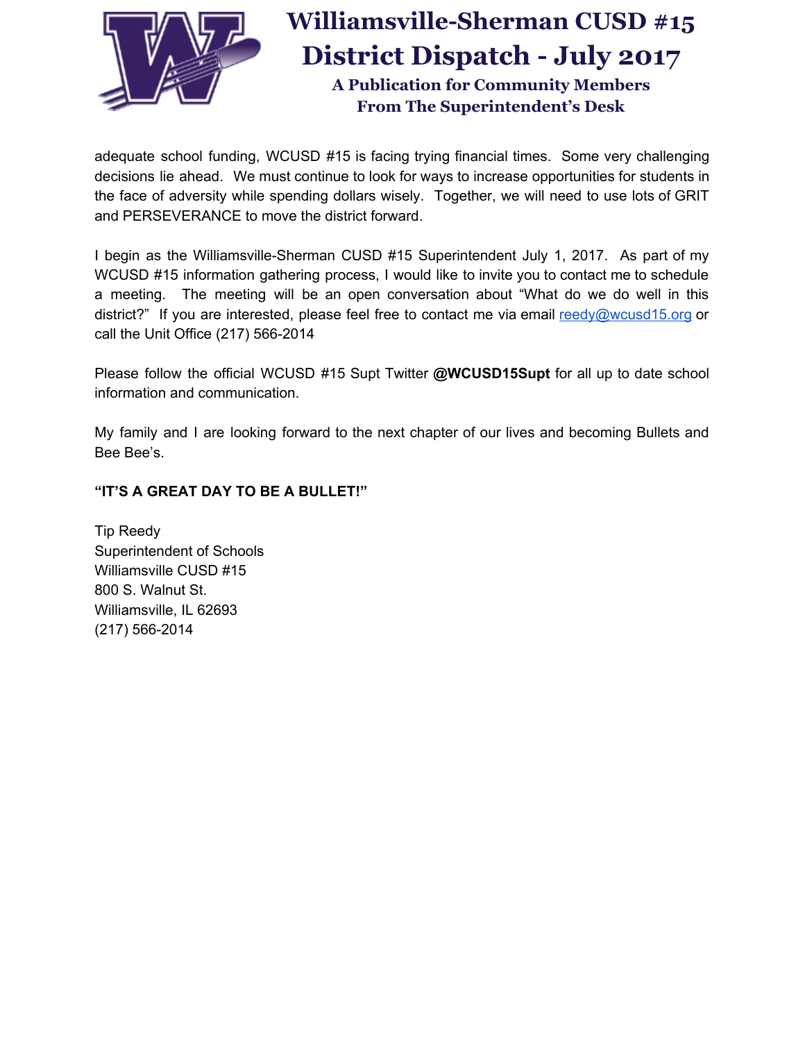adequate school funding, WCUSD #15 is facing trying financial times. Some very challenging decisions lie ahead. We must continue to look for ways to increase opportunities for students in the face of adversity while spending dollars wisely. Together, we will need to use lots of GRIT and PERSEVERANCE to move the district forward.

I begin as the Williamsville-Sherman CUSD #15 Superintendent July 1, 2017. As part of my WCUSD #15 information gathering process, I would like to invite you to contact me to schedule a meeting. The meeting will be an open conversation about "What do we do well in this district?" If you are interested, please feel free to contact me via email reedy@wcusd15.org or call the Unit Office (217) 566-2014

Please follow the official WCUSD #15 Supt Twitter **@WCUSD15Supt** for all up to date school information and communication.

My family and I are looking forward to the next chapter of our lives and becoming Bullets and Bee Bee's.

**"IT'S A GREAT DAY TO BE A BULLET!"**

Tip Reedy
Superintendent of Schools
Williamsville CUSD #15
800 S. Walnut St.
Williamsville, IL 62693
(217) 566-2014